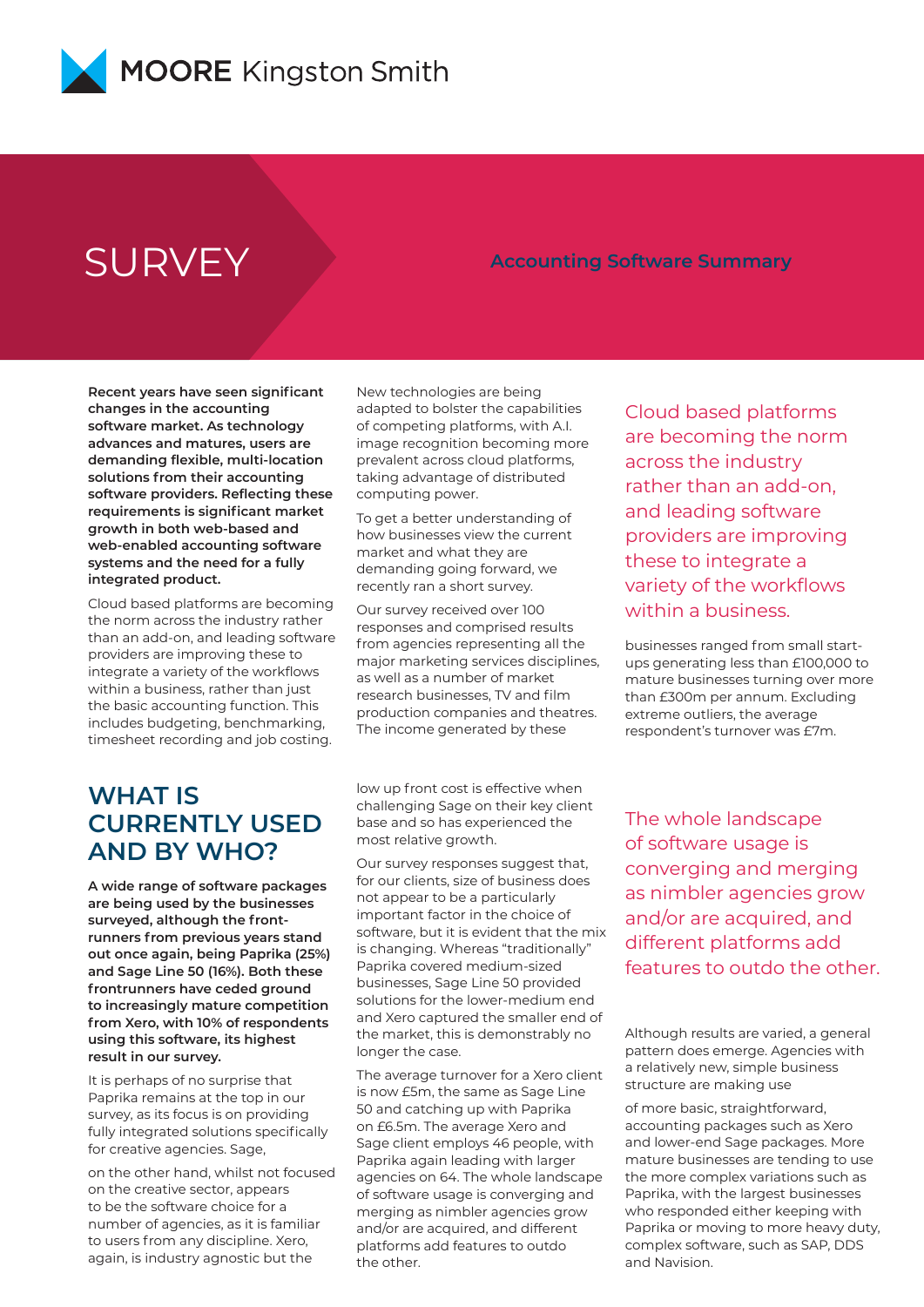MOORE Kingston Smith

# SURVEY

## Accounting Software Summary

**Recent years have seen significant changes in the accounting software market. As technology advances and matures, users are demanding flexible, multi-location solutions from their accounting software providers. Reflecting these requirements is significant market growth in both web-based and web-enabled accounting software systems and the need for a fully integrated product.**

Cloud based platforms are becoming the norm across the industry rather than an add-on, and leading software providers are improving these to integrate a variety of the workflows within a business, rather than just the basic accounting function. This includes budgeting, benchmarking, timesheet recording and job costing.

New technologies are being adapted to bolster the capabilities of competing platforms, with A.I. image recognition becoming more prevalent across cloud platforms, taking advantage of distributed computing power.

To get a better understanding of how businesses view the current market and what they are demanding going forward, we recently ran a short survey.

Our survey received over 100 responses and comprised results from agencies representing all the major marketing services disciplines, as well as a number of market research businesses, TV and film production companies and theatres. The income generated by these businesses ranged from small start-ups generating less than £100,000 to mature businesses turning over more than £300m per annum. Excluding extreme outliers, the average respondent's turnover was £7m.

> Cloud based platforms are becoming the norm across the industry rather than an add-on, and leading software providers are improving these to integrate a variety of the workflows within a business.

## WHAT IS CURRENTLY USED AND BY WHO?

**A wide range of software packages are being used by the businesses surveyed, although the front-runners from previous years stand out once again, being Paprika (25%) and Sage Line 50 (16%). Both these frontrunners have ceded ground to increasingly mature competition from Xero, with 10% of respondents using this software, its highest result in our survey.**

It is perhaps of no surprise that Paprika remains at the top in our survey, as its focus is on providing fully integrated solutions specifically for creative agencies. Sage, on the other hand, whilst not focused on the creative sector, appears to be the software choice for a number of agencies, as it is familiar to users from any discipline. Xero, again, is industry agnostic but the low up front cost is effective when challenging Sage on their key client base and so has experienced the most relative growth.

Our survey responses suggest that, for our clients, size of business does not appear to be a particularly important factor in the choice of software, but it is evident that the mix is changing. Whereas "traditionally" Paprika covered medium-sized businesses, Sage Line 50 provided solutions for the lower-medium end and Xero captured the smaller end of the market, this is demonstrably no longer the case.

The average turnover for a Xero client is now £5m, the same as Sage Line 50 and catching up with Paprika on £6.5m. The average Xero and Sage client employs 46 people, with Paprika again leading with larger agencies on 64. The whole landscape of software usage is converging and merging as nimbler agencies grow and/or are acquired, and different platforms add features to outdo the other.

> The whole landscape of software usage is converging and merging as nimbler agencies grow and/or are acquired, and different platforms add features to outdo the other.

Although results are varied, a general pattern does emerge. Agencies with a relatively new, simple business structure are making use of more basic, straightforward, accounting packages such as Xero and lower-end Sage packages. More mature businesses are tending to use the more complex variations such as Paprika, with the largest businesses who responded either keeping with Paprika or moving to more heavy duty, complex software, such as SAP, DDS and Navision.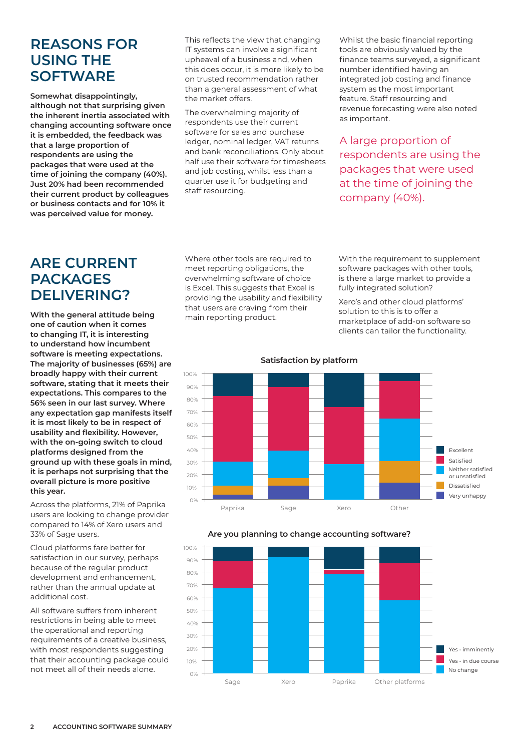## REASONS FOR USING THE SOFTWARE

**Somewhat disappointingly, although not that surprising given the inherent inertia associated with changing accounting software once it is embedded, the feedback was that a large proportion of respondents are using the packages that were used at the time of joining the company (40%). Just 20% had been recommended their current product by colleagues or business contacts and for 10% it was perceived value for money.**

This reflects the view that changing IT systems can involve a significant upheaval of a business and, when this does occur, it is more likely to be on trusted recommendation rather than a general assessment of what the market offers.

The overwhelming majority of respondents use their current software for sales and purchase ledger, nominal ledger, VAT returns and bank reconciliations. Only about half use their software for timesheets and job costing, whilst less than a quarter use it for budgeting and staff resourcing.

Whilst the basic financial reporting tools are obviously valued by the finance teams surveyed, a significant number identified having an integrated job costing and finance system as the most important feature. Staff resourcing and revenue forecasting were also noted as important.

A large proportion of respondents are using the packages that were used at the time of joining the company (40%).

## ARE CURRENT PACKAGES DELIVERING?

**With the general attitude being one of caution when it comes to changing IT, it is interesting to understand how incumbent software is meeting expectations. The majority of businesses (65%) are broadly happy with their current software, stating that it meets their expectations. This compares to the 56% seen in our last survey. Where any expectation gap manifests itself it is most likely to be in respect of usability and flexibility. However, with the on-going switch to cloud platforms designed from the ground up with these goals in mind, it is perhaps not surprising that the overall picture is more positive this year.**

Across the platforms, 21% of Paprika users are looking to change provider compared to 14% of Xero users and 33% of Sage users.

Cloud platforms fare better for satisfaction in our survey, perhaps because of the regular product development and enhancement, rather than the annual update at additional cost.

All software suffers from inherent restrictions in being able to meet the operational and reporting requirements of a creative business, with most respondents suggesting that their accounting package could not meet all of their needs alone.

Where other tools are required to meet reporting obligations, the overwhelming software of choice is Excel. This suggests that Excel is providing the usability and flexibility that users are craving from their main reporting product.

With the requirement to supplement software packages with other tools, is there a large market to provide a fully integrated solution?

Xero's and other cloud platforms' solution to this is to offer a marketplace of add-on software so clients can tailor the functionality.

**Satisfaction by platform**

100% 90% 80% 70% 60% 50% 40% 30% 20% 10% 0%

Paprika, Sage, Xero, Other

Excellent, Satisfied, Neither satisfied or unsatisfied, Dissatisfied, Very unhappy

**Are you planning to change accounting software?**

100% 90% 80% 70% 60% 50% 40% 30% 20% 10% 0%

Sage, Xero, Paprika, Other platforms

Yes - imminently, Yes - in due course, No change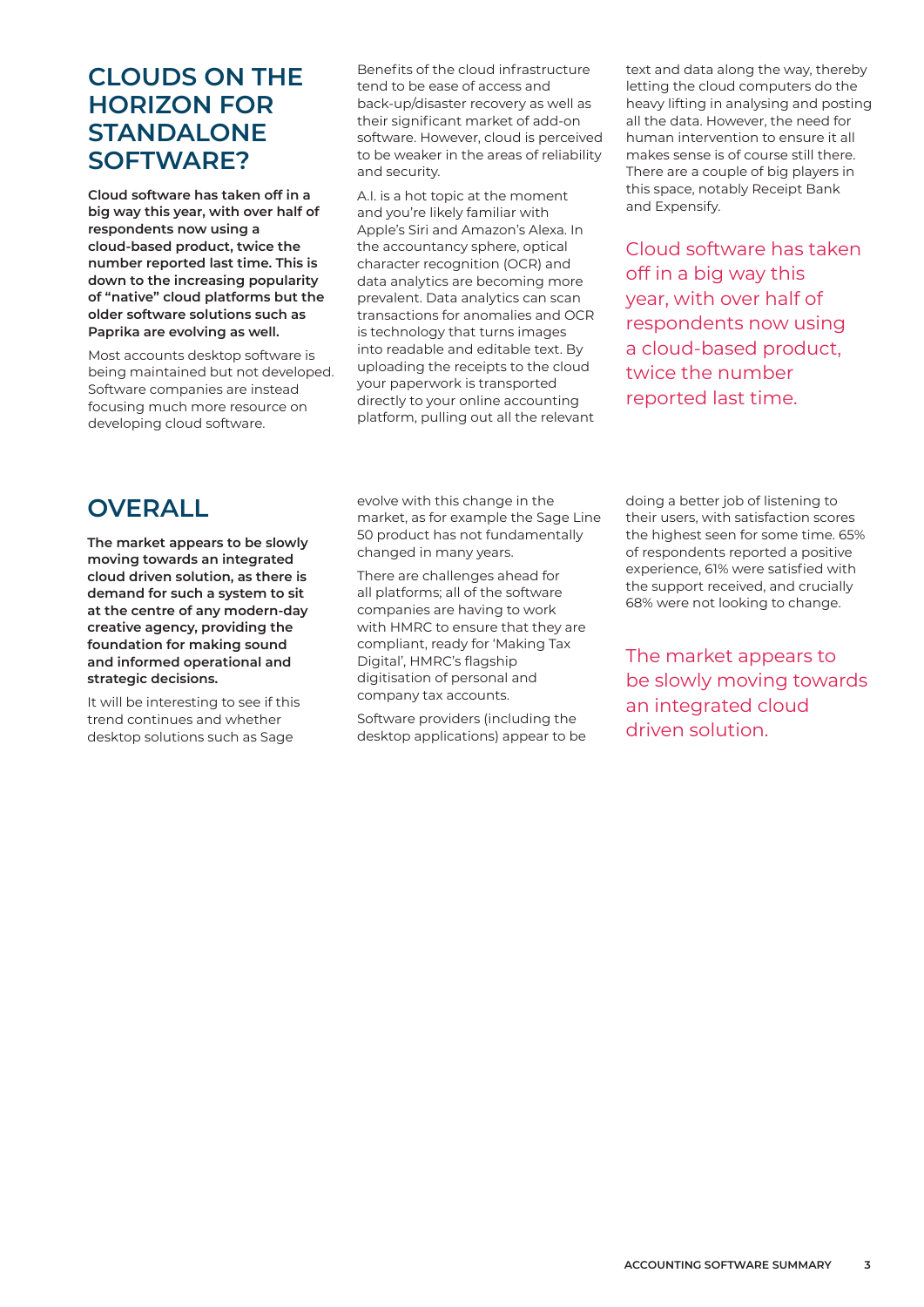## CLOUDS ON THE HORIZON FOR STANDALONE SOFTWARE?

**Cloud software has taken off in a big way this year, with over half of respondents now using a cloud-based product, twice the number reported last time. This is down to the increasing popularity of "native" cloud platforms but the older software solutions such as Paprika are evolving as well.**

Most accounts desktop software is being maintained but not developed. Software companies are instead focusing much more resource on developing cloud software.

Benefits of the cloud infrastructure tend to be ease of access and back-up/disaster recovery as well as their significant market of add-on software. However, cloud is perceived to be weaker in the areas of reliability and security.

A.I. is a hot topic at the moment and you're likely familiar with Apple's Siri and Amazon's Alexa. In the accountancy sphere, optical character recognition (OCR) and data analytics are becoming more prevalent. Data analytics can scan transactions for anomalies and OCR is technology that turns images into readable and editable text. By uploading the receipts to the cloud your paperwork is transported directly to your online accounting platform, pulling out all the relevant text and data along the way, thereby letting the cloud computers do the heavy lifting in analysing and posting all the data. However, the need for human intervention to ensure it all makes sense is of course still there. There are a couple of big players in this space, notably Receipt Bank and Expensify.

Cloud software has taken off in a big way this year, with over half of respondents now using a cloud-based product, twice the number reported last time.

## OVERALL

**The market appears to be slowly moving towards an integrated cloud driven solution, as there is demand for such a system to sit at the centre of any modern-day creative agency, providing the foundation for making sound and informed operational and strategic decisions.**

It will be interesting to see if this trend continues and whether desktop solutions such as Sage evolve with this change in the market, as for example the Sage Line 50 product has not fundamentally changed in many years.

There are challenges ahead for all platforms; all of the software companies are having to work with HMRC to ensure that they are compliant, ready for 'Making Tax Digital', HMRC's flagship digitisation of personal and company tax accounts.

Software providers (including the desktop applications) appear to be doing a better job of listening to their users, with satisfaction scores the highest seen for some time. 65% of respondents reported a positive experience, 61% were satisfied with the support received, and crucially 68% were not looking to change.

The market appears to be slowly moving towards an integrated cloud driven solution.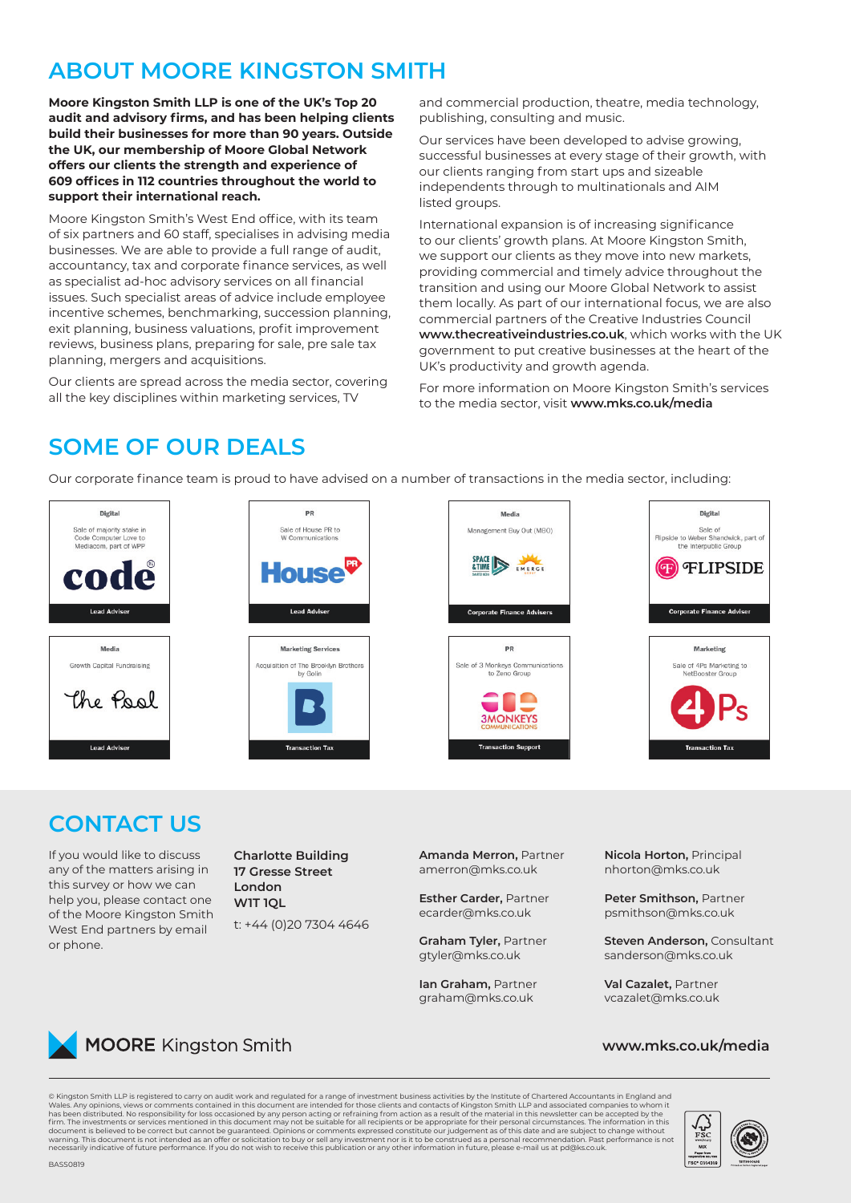## ABOUT MOORE KINGSTON SMITH

**Moore Kingston Smith LLP is one of the UK's Top 20 audit and advisory firms, and has been helping clients build their businesses for more than 90 years. Outside the UK, our membership of Moore Global Network offers our clients the strength and experience of 609 offices in 112 countries throughout the world to support their international reach.**

Moore Kingston Smith's West End office, with its team of six partners and 60 staff, specialises in advising media businesses. We are able to provide a full range of audit, accountancy, tax and corporate finance services, as well as specialist ad-hoc advisory services on all financial issues. Such specialist areas of advice include employee incentive schemes, benchmarking, succession planning, exit planning, business valuations, profit improvement reviews, business plans, preparing for sale, pre sale tax planning, mergers and acquisitions.

Our clients are spread across the media sector, covering all the key disciplines within marketing services, TV and commercial production, theatre, media technology, publishing, consulting and music.

Our services have been developed to advise growing, successful businesses at every stage of their growth, with our clients ranging from start ups and sizeable independents through to multinationals and AIM listed groups.

International expansion is of increasing significance to our clients' growth plans. At Moore Kingston Smith, we support our clients as they move into new markets, providing commercial and timely advice throughout the transition and using our Moore Global Network to assist them locally. As part of our international focus, we are also commercial partners of the Creative Industries Council **www.thecreativeindustries.co.uk**, which works with the UK government to put creative businesses at the heart of the UK's productivity and growth agenda.

For more information on Moore Kingston Smith's services to the media sector, visit **www.mks.co.uk/media**

## SOME OF OUR DEALS

Our corporate finance team is proud to have advised on a number of transactions in the media sector, including:

**Digital**
Sale of majority stake in Code Computer Love to Mediacom, part of WPP
code
Lead Adviser

**PR**
Sale of House PR to W Communications
House PR
Lead Adviser

**Media**
Management Buy Out (MBO)
SPACE & TIME / EMERGE
Corporate Finance Advisers

**Digital**
Sale of Flipside to Weber Shandwick, part of the Interpublic Group
FLIPSIDE
Corporate Finance Adviser

**Media**
Growth Capital Fundraising
The Pool
Lead Adviser

**Marketing Services**
Acquisition of The Brooklyn Brothers by Sollin
B
Transaction Tax

**PR**
Sale of 3 Monkeys Communications to Zeno Group
3MONKEYS COMMUNICATIONS
Transaction Support

**Marketing**
Sale of 4Ps Marketing to NetBooster Group
4Ps
Transaction Tax

## CONTACT US

If you would like to discuss any of the matters arising in this survey or how we can help you, please contact one of the Moore Kingston Smith West End partners by email or phone.

**Charlotte Building**
**17 Gresse Street**
**London**
**W1T 1QL**

t: +44 (0)20 7304 4646

**Amanda Merron,** Partner
amerron@mks.co.uk

**Esther Carder,** Partner
ecarder@mks.co.uk

**Graham Tyler,** Partner
gtyler@mks.co.uk

**Ian Graham,** Partner
graham@mks.co.uk

**Nicola Horton,** Principal
nhorton@mks.co.uk

**Peter Smithson,** Partner
psmithson@mks.co.uk

**Steven Anderson,** Consultant
sanderson@mks.co.uk

**Val Cazalet,** Partner
vcazalet@mks.co.uk

**MOORE** Kingston Smith

**www.mks.co.uk/media**

© Kingston Smith LLP is registered to carry on audit work and regulated for a range of investment business activities by the Institute of Chartered Accountants in England and Wales. Any opinions, views or comments contained in this document are intended for those clients and contacts of Kingston Smith LLP and associated companies to whom it has been distributed. No responsibility for loss occasioned by any person acting or refraining from action as a result of the material in this newsletter can be accepted by the firm. The investments or services mentioned in this document may not be suitable for all recipients or be appropriate for their personal circumstances. The information in this document is believed to be correct but cannot be guaranteed. Opinions or comments expressed constitute our judgement as of this date and are subject to change without warning. This document is not intended as an offer or solicitation to buy or sell any investment nor is it to be construed as a personal recommendation. Past performance is not necessarily indicative of future performance. If you do not wish to receive this publication or any other information in future, please e-mail us at pd@ks.co.uk.

BAS50819